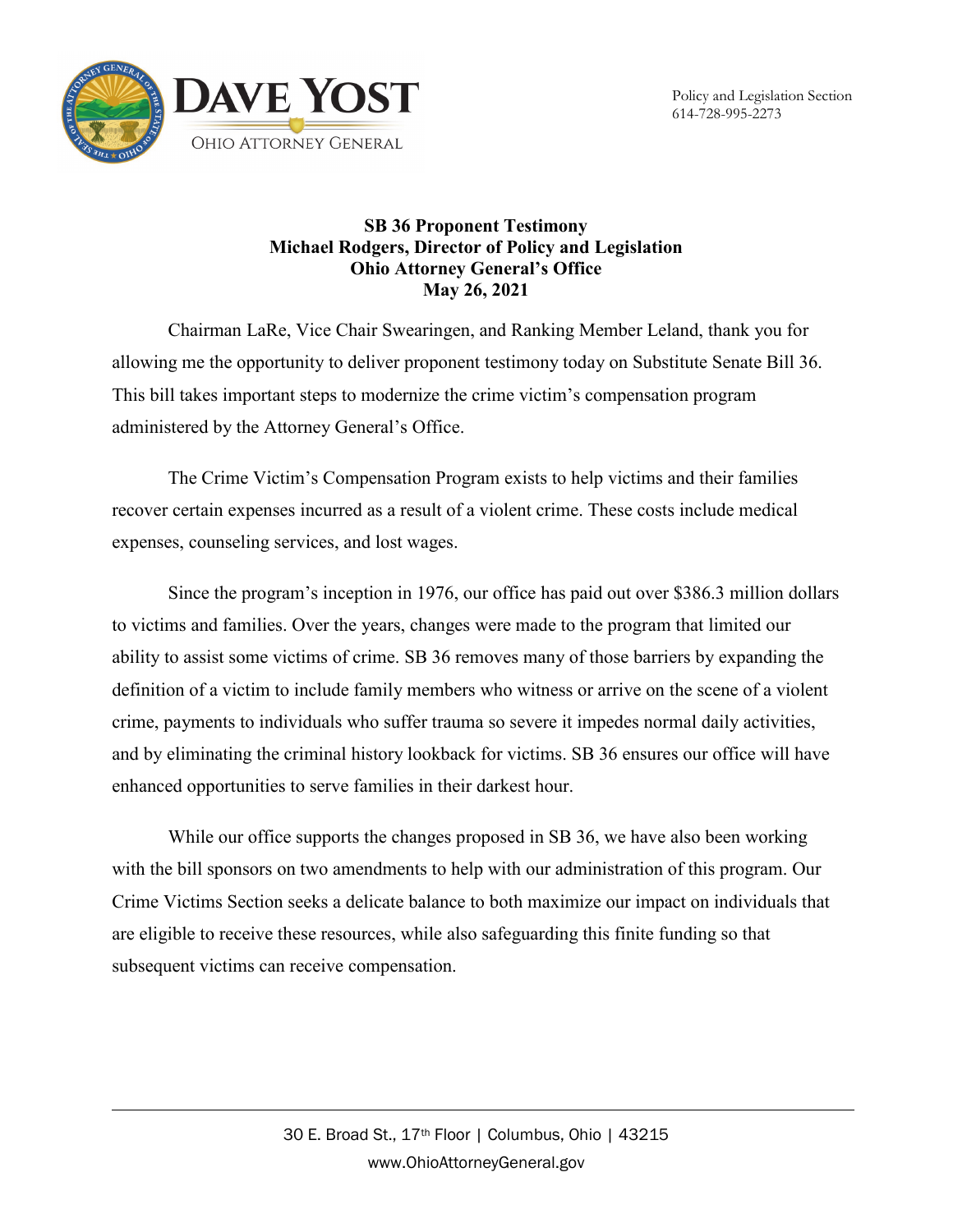Dave Yost
Ohio Attorney General

Policy and Legislation Section
614-728-995-2273

**SB 36 Proponent Testimony**
**Michael Rodgers, Director of Policy and Legislation**
**Ohio Attorney General's Office**
**May 26, 2021**

Chairman LaRe, Vice Chair Swearingen, and Ranking Member Leland, thank you for allowing me the opportunity to deliver proponent testimony today on Substitute Senate Bill 36. This bill takes important steps to modernize the crime victim's compensation program administered by the Attorney General's Office.

The Crime Victim's Compensation Program exists to help victims and their families recover certain expenses incurred as a result of a violent crime. These costs include medical expenses, counseling services, and lost wages.

Since the program's inception in 1976, our office has paid out over $386.3 million dollars to victims and families. Over the years, changes were made to the program that limited our ability to assist some victims of crime. SB 36 removes many of those barriers by expanding the definition of a victim to include family members who witness or arrive on the scene of a violent crime, payments to individuals who suffer trauma so severe it impedes normal daily activities, and by eliminating the criminal history lookback for victims. SB 36 ensures our office will have enhanced opportunities to serve families in their darkest hour.

While our office supports the changes proposed in SB 36, we have also been working with the bill sponsors on two amendments to help with our administration of this program. Our Crime Victims Section seeks a delicate balance to both maximize our impact on individuals that are eligible to receive these resources, while also safeguarding this finite funding so that subsequent victims can receive compensation.

30 E. Broad St., 17th Floor | Columbus, Ohio | 43215
www.OhioAttorneyGeneral.gov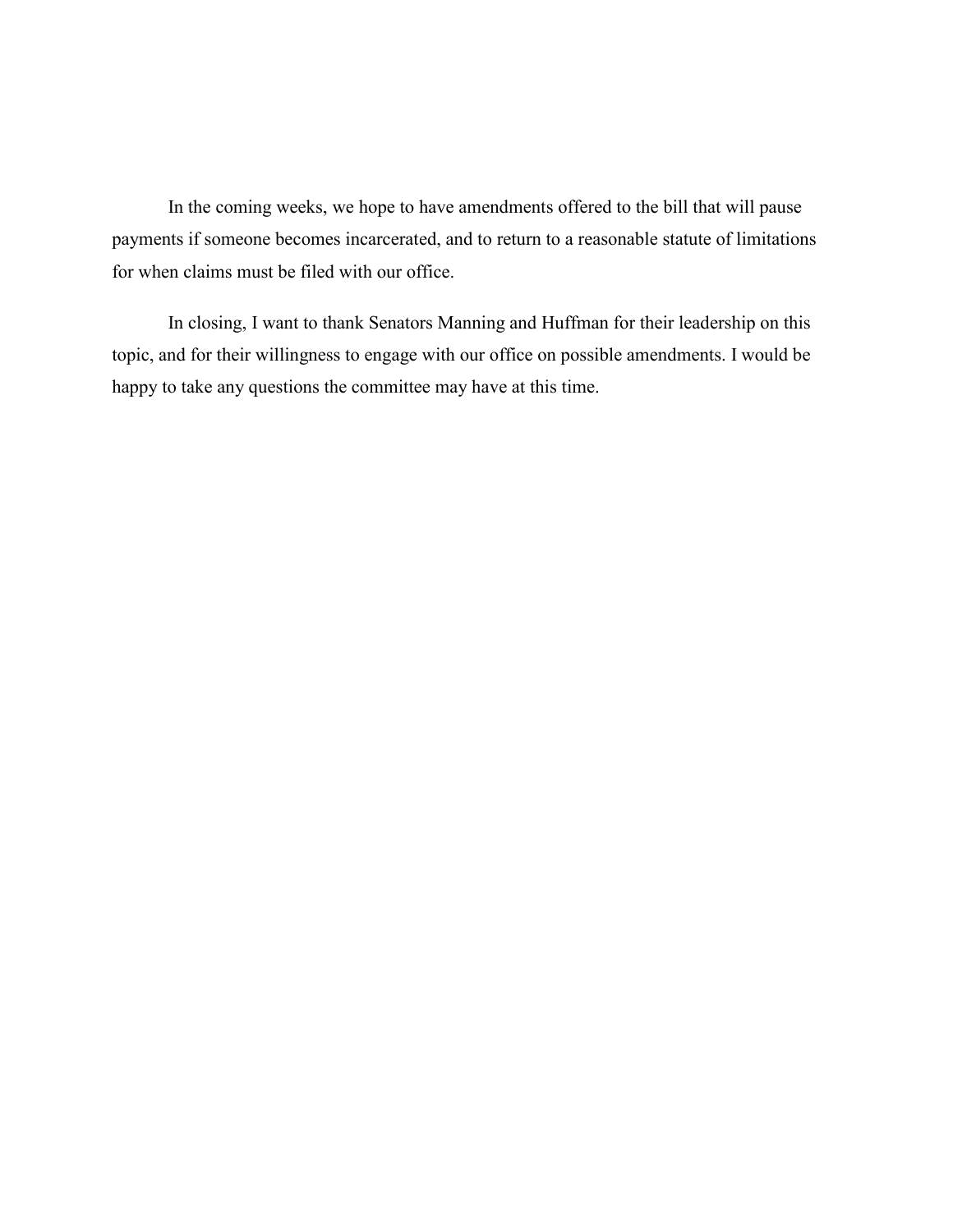In the coming weeks, we hope to have amendments offered to the bill that will pause payments if someone becomes incarcerated, and to return to a reasonable statute of limitations for when claims must be filed with our office.

In closing, I want to thank Senators Manning and Huffman for their leadership on this topic, and for their willingness to engage with our office on possible amendments. I would be happy to take any questions the committee may have at this time.